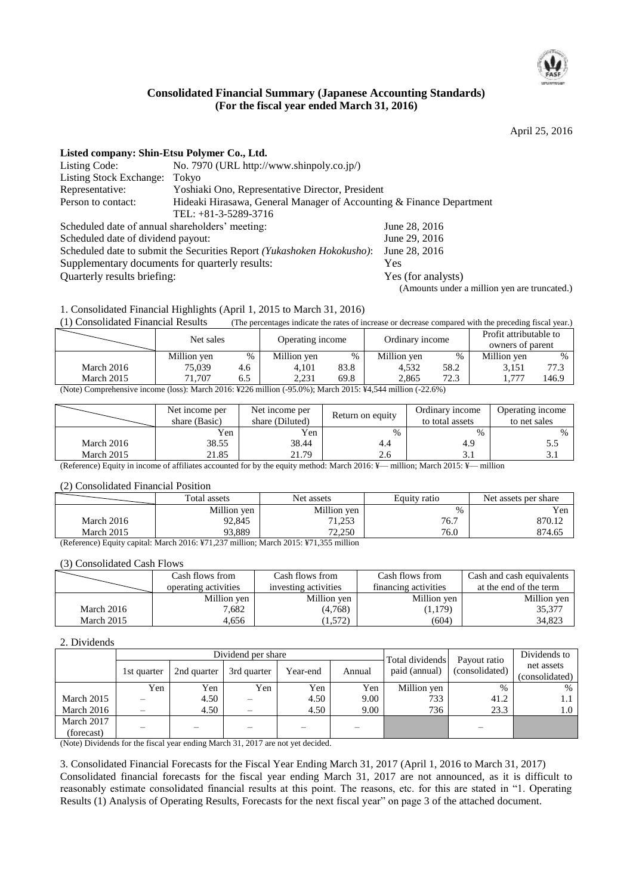# Consolidated Financial Summary (Japanese Accounting Standards)
## (For the fiscal year ended March 31, 2016)

April 25, 2016

**Listed company: Shin-Etsu Polymer Co., Ltd.**

| | |
|---|---|
| Listing Code: | No. 7970 (URL http://www.shinpoly.co.jp/) |
| Listing Stock Exchange: | Tokyo |
| Representative: | Yoshiaki Ono, Representative Director, President |
| Person to contact: | Hideaki Hirasawa, General Manager of Accounting & Finance Department<br>TEL: +81-3-5289-3716 |

| | |
|---|---|
| Scheduled date of annual shareholders' meeting: | June 28, 2016 |
| Scheduled date of dividend payout: | June 29, 2016 |
| Scheduled date to submit the Securities Report *(Yukashoken Hokokusho)*: | June 28, 2016 |
| Supplementary documents for quarterly results: | Yes |
| Quarterly results briefing: | Yes (for analysts) |

(Amounts under a million yen are truncated.)

1. Consolidated Financial Highlights (April 1, 2015 to March 31, 2016)

(1) Consolidated Financial Results (The percentages indicate the rates of increase or decrease compared with the preceding fiscal year.)

| | Net sales | | Operating income | | Ordinary income | | Profit attributable to owners of parent | |
|---|---|---|---|---|---|---|---|---|
| | Million yen | % | Million yen | % | Million yen | % | Million yen | % |
| March 2016 | 75,039 | 4.6 | 4,101 | 83.8 | 4,532 | 58.2 | 3,151 | 77.3 |
| March 2015 | 71,707 | 6.5 | 2,231 | 69.8 | 2,865 | 72.3 | 1,777 | 146.9 |

(Note) Comprehensive income (loss): March 2016: ¥226 million (-95.0%); March 2015: ¥4,544 million (-22.6%)

| | Net income per share (Basic) | Net income per share (Diluted) | Return on equity | Ordinary income to total assets | Operating income to net sales |
|---|---|---|---|---|---|
| | Yen | Yen | % | % | % |
| March 2016 | 38.55 | 38.44 | 4.4 | 4.9 | 5.5 |
| March 2015 | 21.85 | 21.79 | 2.6 | 3.1 | 3.1 |

(Reference) Equity in income of affiliates accounted for by the equity method: March 2016: ¥— million; March 2015: ¥— million

(2) Consolidated Financial Position

| | Total assets | Net assets | Equity ratio | Net assets per share |
|---|---|---|---|---|
| | Million yen | Million yen | % | Yen |
| March 2016 | 92,845 | 71,253 | 76.7 | 870.12 |
| March 2015 | 93,889 | 72,250 | 76.0 | 874.65 |

(Reference) Equity capital: March 2016: ¥71,237 million; March 2015: ¥71,355 million

(3) Consolidated Cash Flows

| | Cash flows from operating activities | Cash flows from investing activities | Cash flows from financing activities | Cash and cash equivalents at the end of the term |
|---|---|---|---|---|
| | Million yen | Million yen | Million yen | Million yen |
| March 2016 | 7,682 | (4,768) | (1,179) | 35,377 |
| March 2015 | 4,656 | (1,572) | (604) | 34,823 |

2. Dividends

| | Dividend per share | | | | | Total dividends paid (annual) | Payout ratio (consolidated) | Dividends to net assets (consolidated) |
|---|---|---|---|---|---|---|---|---|
| | 1st quarter | 2nd quarter | 3rd quarter | Year-end | Annual | | | |
| | Yen | Yen | Yen | Yen | Yen | Million yen | % | % |
| March 2015 | – | 4.50 | – | 4.50 | 9.00 | 733 | 41.2 | 1.1 |
| March 2016 | – | 4.50 | – | 4.50 | 9.00 | 736 | 23.3 | 1.0 |
| March 2017 (forecast) | – | – | – | – | – | | – | |

(Note) Dividends for the fiscal year ending March 31, 2017 are not yet decided.

3. Consolidated Financial Forecasts for the Fiscal Year Ending March 31, 2017 (April 1, 2016 to March 31, 2017)

Consolidated financial forecasts for the fiscal year ending March 31, 2017 are not announced, as it is difficult to reasonably estimate consolidated financial results at this point. The reasons, etc. for this are stated in "1. Operating Results (1) Analysis of Operating Results, Forecasts for the next fiscal year" on page 3 of the attached document.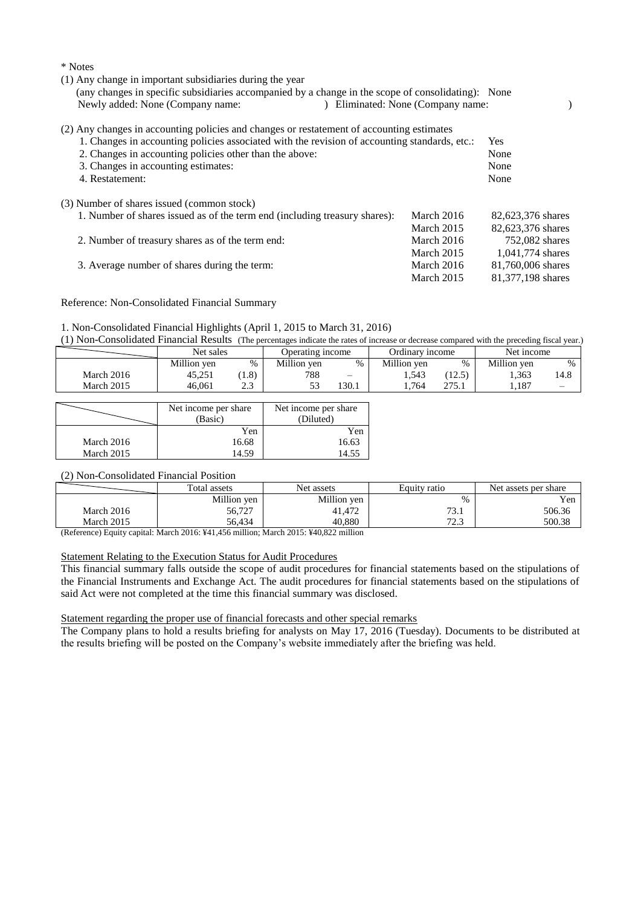\* Notes

(1) Any change in important subsidiaries during the year
(any changes in specific subsidiaries accompanied by a change in the scope of consolidating): None
Newly added: None (Company name: ) Eliminated: None (Company name: )

(2) Any changes in accounting policies and changes or restatement of accounting estimates

1. Changes in accounting policies associated with the revision of accounting standards, etc.: Yes
2. Changes in accounting policies other than the above: None
3. Changes in accounting estimates: None
4. Restatement: None

(3) Number of shares issued (common stock)

1. Number of shares issued as of the term end (including treasury shares): March 2016 82,623,376 shares; March 2015 82,623,376 shares
2. Number of treasury shares as of the term end: March 2016 752,082 shares; March 2015 1,041,774 shares
3. Average number of shares during the term: March 2016 81,760,006 shares; March 2015 81,377,198 shares

Reference: Non-Consolidated Financial Summary

1. Non-Consolidated Financial Highlights (April 1, 2015 to March 31, 2016)

(1) Non-Consolidated Financial Results (The percentages indicate the rates of increase or decrease compared with the preceding fiscal year.)

| | Net sales | | Operating income | | Ordinary income | | Net income | |
|---|---|---|---|---|---|---|---|---|
| | Million yen | % | Million yen | % | Million yen | % | Million yen | % |
| March 2016 | 45,251 | (1.8) | 788 | – | 1,543 | (12.5) | 1,363 | 14.8 |
| March 2015 | 46,061 | 2.3 | 53 | 130.1 | 1,764 | 275.1 | 1,187 | – |

| | Net income per share (Basic) | Net income per share (Diluted) |
|---|---|---|
| | Yen | Yen |
| March 2016 | 16.68 | 16.63 |
| March 2015 | 14.59 | 14.55 |

(2) Non-Consolidated Financial Position

| | Total assets | Net assets | Equity ratio | Net assets per share |
|---|---|---|---|---|
| | Million yen | Million yen | % | Yen |
| March 2016 | 56,727 | 41,472 | 73.1 | 506.36 |
| March 2015 | 56,434 | 40,880 | 72.3 | 500.38 |

(Reference) Equity capital: March 2016: ¥41,456 million; March 2015: ¥40,822 million

Statement Relating to the Execution Status for Audit Procedures

This financial summary falls outside the scope of audit procedures for financial statements based on the stipulations of the Financial Instruments and Exchange Act. The audit procedures for financial statements based on the stipulations of said Act were not completed at the time this financial summary was disclosed.

Statement regarding the proper use of financial forecasts and other special remarks

The Company plans to hold a results briefing for analysts on May 17, 2016 (Tuesday). Documents to be distributed at the results briefing will be posted on the Company's website immediately after the briefing was held.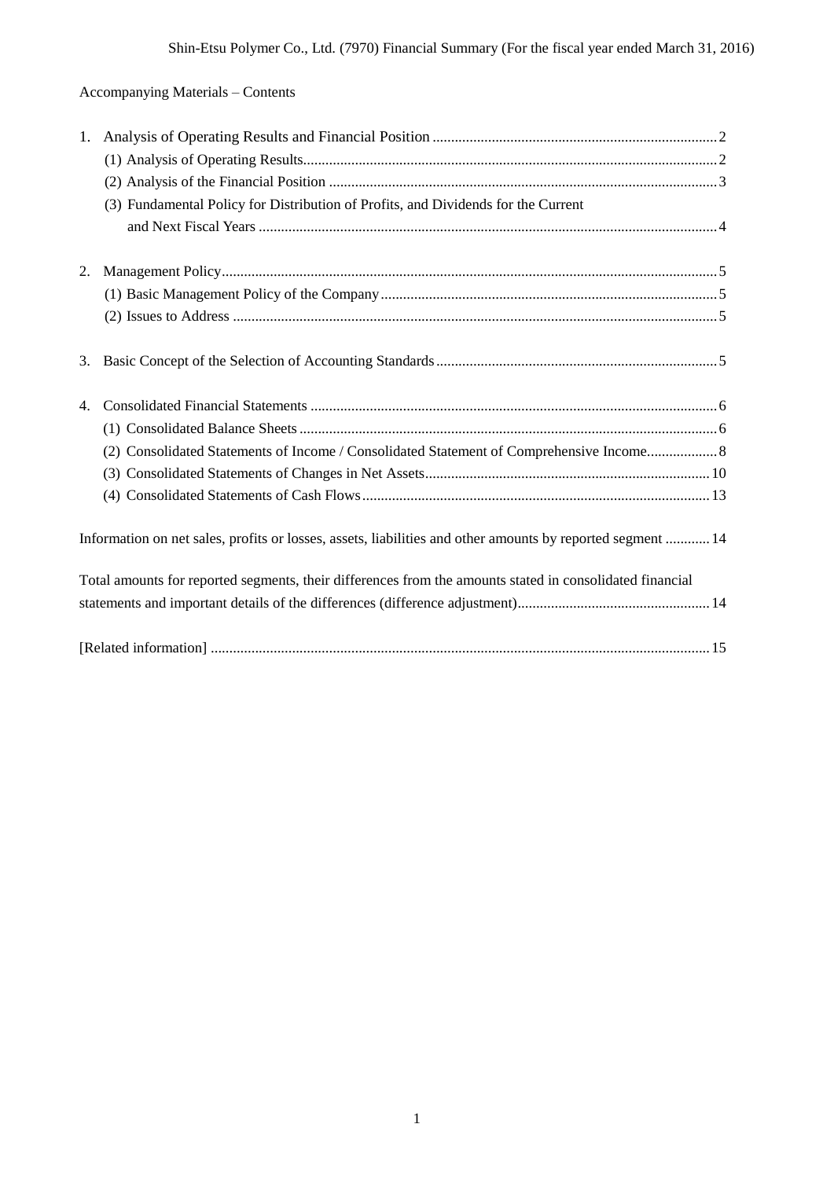Accompanying Materials – Contents

1. Analysis of Operating Results and Financial Position ........ 2
   - (1) Analysis of Operating Results........ 2
   - (2) Analysis of the Financial Position ........ 3
   - (3) Fundamental Policy for Distribution of Profits, and Dividends for the Current and Next Fiscal Years ........ 4

2. Management Policy........ 5
   - (1) Basic Management Policy of the Company........ 5
   - (2) Issues to Address ........ 5

3. Basic Concept of the Selection of Accounting Standards........ 5

4. Consolidated Financial Statements ........ 6
   - (1) Consolidated Balance Sheets........ 6
   - (2) Consolidated Statements of Income / Consolidated Statement of Comprehensive Income........ 8
   - (3) Consolidated Statements of Changes in Net Assets........ 10
   - (4) Consolidated Statements of Cash Flows........ 13

Information on net sales, profits or losses, assets, liabilities and other amounts by reported segment ........ 14

Total amounts for reported segments, their differences from the amounts stated in consolidated financial statements and important details of the differences (difference adjustment)........ 14

[Related information] ........ 15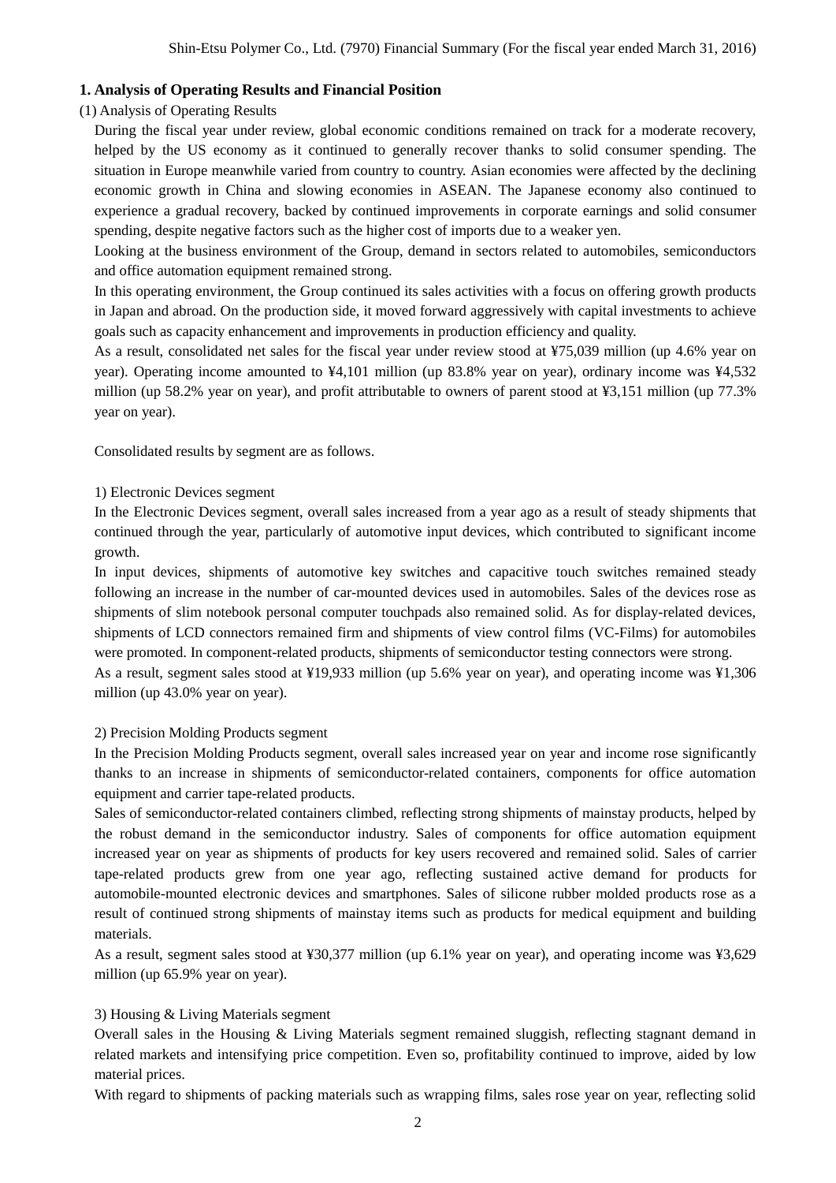## 1. Analysis of Operating Results and Financial Position

(1) Analysis of Operating Results

During the fiscal year under review, global economic conditions remained on track for a moderate recovery, helped by the US economy as it continued to generally recover thanks to solid consumer spending. The situation in Europe meanwhile varied from country to country. Asian economies were affected by the declining economic growth in China and slowing economies in ASEAN. The Japanese economy also continued to experience a gradual recovery, backed by continued improvements in corporate earnings and solid consumer spending, despite negative factors such as the higher cost of imports due to a weaker yen.

Looking at the business environment of the Group, demand in sectors related to automobiles, semiconductors and office automation equipment remained strong.

In this operating environment, the Group continued its sales activities with a focus on offering growth products in Japan and abroad. On the production side, it moved forward aggressively with capital investments to achieve goals such as capacity enhancement and improvements in production efficiency and quality.

As a result, consolidated net sales for the fiscal year under review stood at ¥75,039 million (up 4.6% year on year). Operating income amounted to ¥4,101 million (up 83.8% year on year), ordinary income was ¥4,532 million (up 58.2% year on year), and profit attributable to owners of parent stood at ¥3,151 million (up 77.3% year on year).

Consolidated results by segment are as follows.

1) Electronic Devices segment

In the Electronic Devices segment, overall sales increased from a year ago as a result of steady shipments that continued through the year, particularly of automotive input devices, which contributed to significant income growth.

In input devices, shipments of automotive key switches and capacitive touch switches remained steady following an increase in the number of car-mounted devices used in automobiles. Sales of the devices rose as shipments of slim notebook personal computer touchpads also remained solid. As for display-related devices, shipments of LCD connectors remained firm and shipments of view control films (VC-Films) for automobiles were promoted. In component-related products, shipments of semiconductor testing connectors were strong.

As a result, segment sales stood at ¥19,933 million (up 5.6% year on year), and operating income was ¥1,306 million (up 43.0% year on year).

2) Precision Molding Products segment

In the Precision Molding Products segment, overall sales increased year on year and income rose significantly thanks to an increase in shipments of semiconductor-related containers, components for office automation equipment and carrier tape-related products.

Sales of semiconductor-related containers climbed, reflecting strong shipments of mainstay products, helped by the robust demand in the semiconductor industry. Sales of components for office automation equipment increased year on year as shipments of products for key users recovered and remained solid. Sales of carrier tape-related products grew from one year ago, reflecting sustained active demand for products for automobile-mounted electronic devices and smartphones. Sales of silicone rubber molded products rose as a result of continued strong shipments of mainstay items such as products for medical equipment and building materials.

As a result, segment sales stood at ¥30,377 million (up 6.1% year on year), and operating income was ¥3,629 million (up 65.9% year on year).

3) Housing & Living Materials segment

Overall sales in the Housing & Living Materials segment remained sluggish, reflecting stagnant demand in related markets and intensifying price competition. Even so, profitability continued to improve, aided by low material prices.

With regard to shipments of packing materials such as wrapping films, sales rose year on year, reflecting solid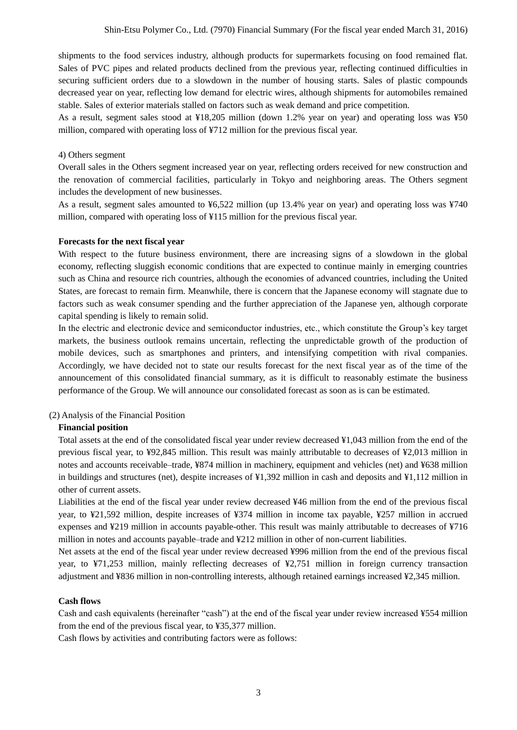shipments to the food services industry, although products for supermarkets focusing on food remained flat. Sales of PVC pipes and related products declined from the previous year, reflecting continued difficulties in securing sufficient orders due to a slowdown in the number of housing starts. Sales of plastic compounds decreased year on year, reflecting low demand for electric wires, although shipments for automobiles remained stable. Sales of exterior materials stalled on factors such as weak demand and price competition.

As a result, segment sales stood at ¥18,205 million (down 1.2% year on year) and operating loss was ¥50 million, compared with operating loss of ¥712 million for the previous fiscal year.

4) Others segment

Overall sales in the Others segment increased year on year, reflecting orders received for new construction and the renovation of commercial facilities, particularly in Tokyo and neighboring areas. The Others segment includes the development of new businesses.

As a result, segment sales amounted to ¥6,522 million (up 13.4% year on year) and operating loss was ¥740 million, compared with operating loss of ¥115 million for the previous fiscal year.

**Forecasts for the next fiscal year**

With respect to the future business environment, there are increasing signs of a slowdown in the global economy, reflecting sluggish economic conditions that are expected to continue mainly in emerging countries such as China and resource rich countries, although the economies of advanced countries, including the United States, are forecast to remain firm. Meanwhile, there is concern that the Japanese economy will stagnate due to factors such as weak consumer spending and the further appreciation of the Japanese yen, although corporate capital spending is likely to remain solid.

In the electric and electronic device and semiconductor industries, etc., which constitute the Group's key target markets, the business outlook remains uncertain, reflecting the unpredictable growth of the production of mobile devices, such as smartphones and printers, and intensifying competition with rival companies. Accordingly, we have decided not to state our results forecast for the next fiscal year as of the time of the announcement of this consolidated financial summary, as it is difficult to reasonably estimate the business performance of the Group. We will announce our consolidated forecast as soon as is can be estimated.

(2) Analysis of the Financial Position

**Financial position**

Total assets at the end of the consolidated fiscal year under review decreased ¥1,043 million from the end of the previous fiscal year, to ¥92,845 million. This result was mainly attributable to decreases of ¥2,013 million in notes and accounts receivable–trade, ¥874 million in machinery, equipment and vehicles (net) and ¥638 million in buildings and structures (net), despite increases of ¥1,392 million in cash and deposits and ¥1,112 million in other of current assets.

Liabilities at the end of the fiscal year under review decreased ¥46 million from the end of the previous fiscal year, to ¥21,592 million, despite increases of ¥374 million in income tax payable, ¥257 million in accrued expenses and ¥219 million in accounts payable-other. This result was mainly attributable to decreases of ¥716 million in notes and accounts payable–trade and ¥212 million in other of non-current liabilities.

Net assets at the end of the fiscal year under review decreased ¥996 million from the end of the previous fiscal year, to ¥71,253 million, mainly reflecting decreases of ¥2,751 million in foreign currency transaction adjustment and ¥836 million in non-controlling interests, although retained earnings increased ¥2,345 million.

**Cash flows**

Cash and cash equivalents (hereinafter "cash") at the end of the fiscal year under review increased ¥554 million from the end of the previous fiscal year, to ¥35,377 million.

Cash flows by activities and contributing factors were as follows: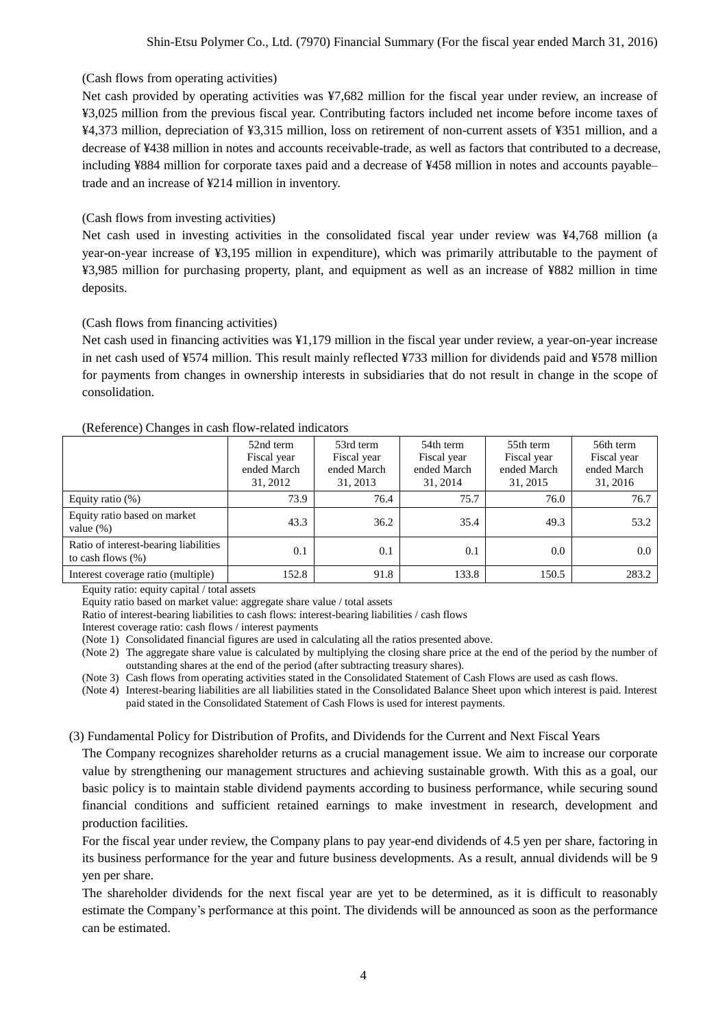(Cash flows from operating activities)

Net cash provided by operating activities was ¥7,682 million for the fiscal year under review, an increase of ¥3,025 million from the previous fiscal year. Contributing factors included net income before income taxes of ¥4,373 million, depreciation of ¥3,315 million, loss on retirement of non-current assets of ¥351 million, and a decrease of ¥438 million in notes and accounts receivable-trade, as well as factors that contributed to a decrease, including ¥884 million for corporate taxes paid and a decrease of ¥458 million in notes and accounts payable–trade and an increase of ¥214 million in inventory.

(Cash flows from investing activities)

Net cash used in investing activities in the consolidated fiscal year under review was ¥4,768 million (a year-on-year increase of ¥3,195 million in expenditure), which was primarily attributable to the payment of ¥3,985 million for purchasing property, plant, and equipment as well as an increase of ¥882 million in time deposits.

(Cash flows from financing activities)

Net cash used in financing activities was ¥1,179 million in the fiscal year under review, a year-on-year increase in net cash used of ¥574 million. This result mainly reflected ¥733 million for dividends paid and ¥578 million for payments from changes in ownership interests in subsidiaries that do not result in change in the scope of consolidation.

(Reference) Changes in cash flow-related indicators

| | 52nd term Fiscal year ended March 31, 2012 | 53rd term Fiscal year ended March 31, 2013 | 54th term Fiscal year ended March 31, 2014 | 55th term Fiscal year ended March 31, 2015 | 56th term Fiscal year ended March 31, 2016 |
|---|---|---|---|---|---|
| Equity ratio (%) | 73.9 | 76.4 | 75.7 | 76.0 | 76.7 |
| Equity ratio based on market value (%) | 43.3 | 36.2 | 35.4 | 49.3 | 53.2 |
| Ratio of interest-bearing liabilities to cash flows (%) | 0.1 | 0.1 | 0.1 | 0.0 | 0.0 |
| Interest coverage ratio (multiple) | 152.8 | 91.8 | 133.8 | 150.5 | 283.2 |

Equity ratio: equity capital / total assets

Equity ratio based on market value: aggregate share value / total assets

Ratio of interest-bearing liabilities to cash flows: interest-bearing liabilities / cash flows

Interest coverage ratio: cash flows / interest payments

(Note 1) Consolidated financial figures are used in calculating all the ratios presented above.

(Note 2) The aggregate share value is calculated by multiplying the closing share price at the end of the period by the number of outstanding shares at the end of the period (after subtracting treasury shares).

(Note 3) Cash flows from operating activities stated in the Consolidated Statement of Cash Flows are used as cash flows.

(Note 4) Interest-bearing liabilities are all liabilities stated in the Consolidated Balance Sheet upon which interest is paid. Interest paid stated in the Consolidated Statement of Cash Flows is used for interest payments.

### (3) Fundamental Policy for Distribution of Profits, and Dividends for the Current and Next Fiscal Years

The Company recognizes shareholder returns as a crucial management issue. We aim to increase our corporate value by strengthening our management structures and achieving sustainable growth. With this as a goal, our basic policy is to maintain stable dividend payments according to business performance, while securing sound financial conditions and sufficient retained earnings to make investment in research, development and production facilities.

For the fiscal year under review, the Company plans to pay year-end dividends of 4.5 yen per share, factoring in its business performance for the year and future business developments. As a result, annual dividends will be 9 yen per share.

The shareholder dividends for the next fiscal year are yet to be determined, as it is difficult to reasonably estimate the Company's performance at this point. The dividends will be announced as soon as the performance can be estimated.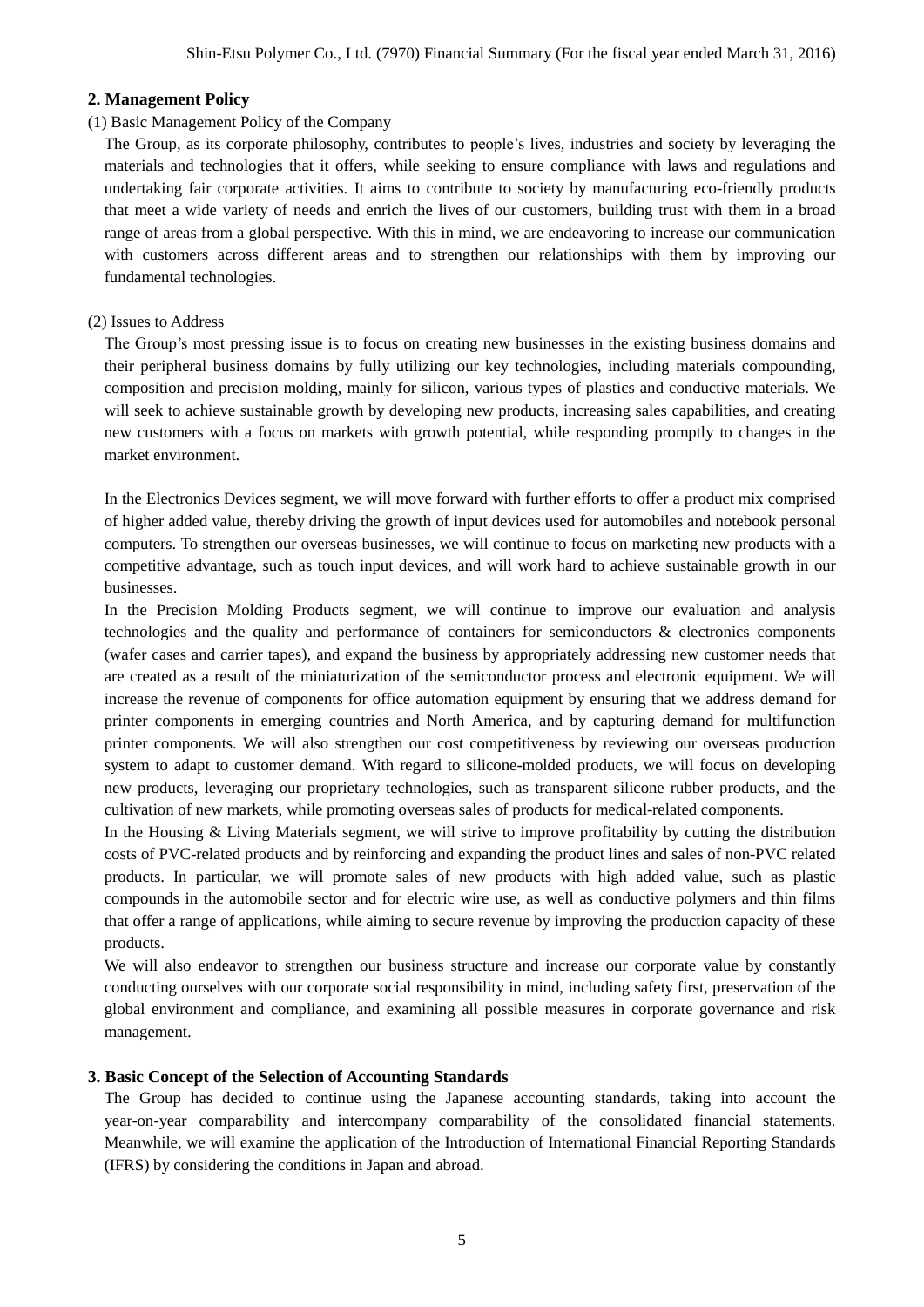## 2. Management Policy

(1) Basic Management Policy of the Company

The Group, as its corporate philosophy, contributes to people's lives, industries and society by leveraging the materials and technologies that it offers, while seeking to ensure compliance with laws and regulations and undertaking fair corporate activities. It aims to contribute to society by manufacturing eco-friendly products that meet a wide variety of needs and enrich the lives of our customers, building trust with them in a broad range of areas from a global perspective. With this in mind, we are endeavoring to increase our communication with customers across different areas and to strengthen our relationships with them by improving our fundamental technologies.

(2) Issues to Address

The Group's most pressing issue is to focus on creating new businesses in the existing business domains and their peripheral business domains by fully utilizing our key technologies, including materials compounding, composition and precision molding, mainly for silicon, various types of plastics and conductive materials. We will seek to achieve sustainable growth by developing new products, increasing sales capabilities, and creating new customers with a focus on markets with growth potential, while responding promptly to changes in the market environment.

In the Electronics Devices segment, we will move forward with further efforts to offer a product mix comprised of higher added value, thereby driving the growth of input devices used for automobiles and notebook personal computers. To strengthen our overseas businesses, we will continue to focus on marketing new products with a competitive advantage, such as touch input devices, and will work hard to achieve sustainable growth in our businesses.

In the Precision Molding Products segment, we will continue to improve our evaluation and analysis technologies and the quality and performance of containers for semiconductors & electronics components (wafer cases and carrier tapes), and expand the business by appropriately addressing new customer needs that are created as a result of the miniaturization of the semiconductor process and electronic equipment. We will increase the revenue of components for office automation equipment by ensuring that we address demand for printer components in emerging countries and North America, and by capturing demand for multifunction printer components. We will also strengthen our cost competitiveness by reviewing our overseas production system to adapt to customer demand. With regard to silicone-molded products, we will focus on developing new products, leveraging our proprietary technologies, such as transparent silicone rubber products, and the cultivation of new markets, while promoting overseas sales of products for medical-related components.

In the Housing & Living Materials segment, we will strive to improve profitability by cutting the distribution costs of PVC-related products and by reinforcing and expanding the product lines and sales of non-PVC related products. In particular, we will promote sales of new products with high added value, such as plastic compounds in the automobile sector and for electric wire use, as well as conductive polymers and thin films that offer a range of applications, while aiming to secure revenue by improving the production capacity of these products.

We will also endeavor to strengthen our business structure and increase our corporate value by constantly conducting ourselves with our corporate social responsibility in mind, including safety first, preservation of the global environment and compliance, and examining all possible measures in corporate governance and risk management.

## 3. Basic Concept of the Selection of Accounting Standards

The Group has decided to continue using the Japanese accounting standards, taking into account the year-on-year comparability and intercompany comparability of the consolidated financial statements. Meanwhile, we will examine the application of the Introduction of International Financial Reporting Standards (IFRS) by considering the conditions in Japan and abroad.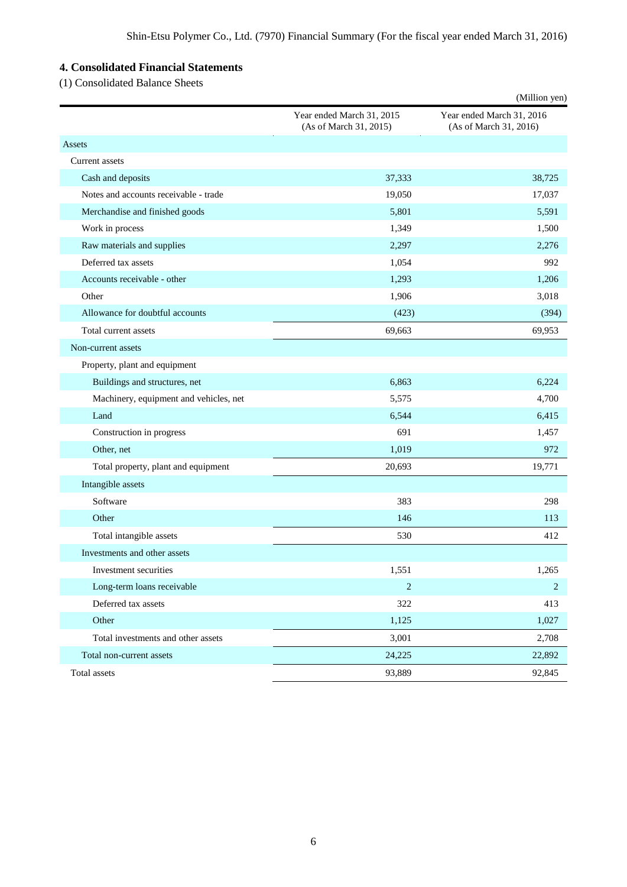## 4. Consolidated Financial Statements

(1) Consolidated Balance Sheets

(Million yen)

| | Year ended March 31, 2015 (As of March 31, 2015) | Year ended March 31, 2016 (As of March 31, 2016) |
|---|---|---|
| Assets | | |
| Current assets | | |
| Cash and deposits | 37,333 | 38,725 |
| Notes and accounts receivable - trade | 19,050 | 17,037 |
| Merchandise and finished goods | 5,801 | 5,591 |
| Work in process | 1,349 | 1,500 |
| Raw materials and supplies | 2,297 | 2,276 |
| Deferred tax assets | 1,054 | 992 |
| Accounts receivable - other | 1,293 | 1,206 |
| Other | 1,906 | 3,018 |
| Allowance for doubtful accounts | (423) | (394) |
| Total current assets | 69,663 | 69,953 |
| Non-current assets | | |
| Property, plant and equipment | | |
| Buildings and structures, net | 6,863 | 6,224 |
| Machinery, equipment and vehicles, net | 5,575 | 4,700 |
| Land | 6,544 | 6,415 |
| Construction in progress | 691 | 1,457 |
| Other, net | 1,019 | 972 |
| Total property, plant and equipment | 20,693 | 19,771 |
| Intangible assets | | |
| Software | 383 | 298 |
| Other | 146 | 113 |
| Total intangible assets | 530 | 412 |
| Investments and other assets | | |
| Investment securities | 1,551 | 1,265 |
| Long-term loans receivable | 2 | 2 |
| Deferred tax assets | 322 | 413 |
| Other | 1,125 | 1,027 |
| Total investments and other assets | 3,001 | 2,708 |
| Total non-current assets | 24,225 | 22,892 |
| Total assets | 93,889 | 92,845 |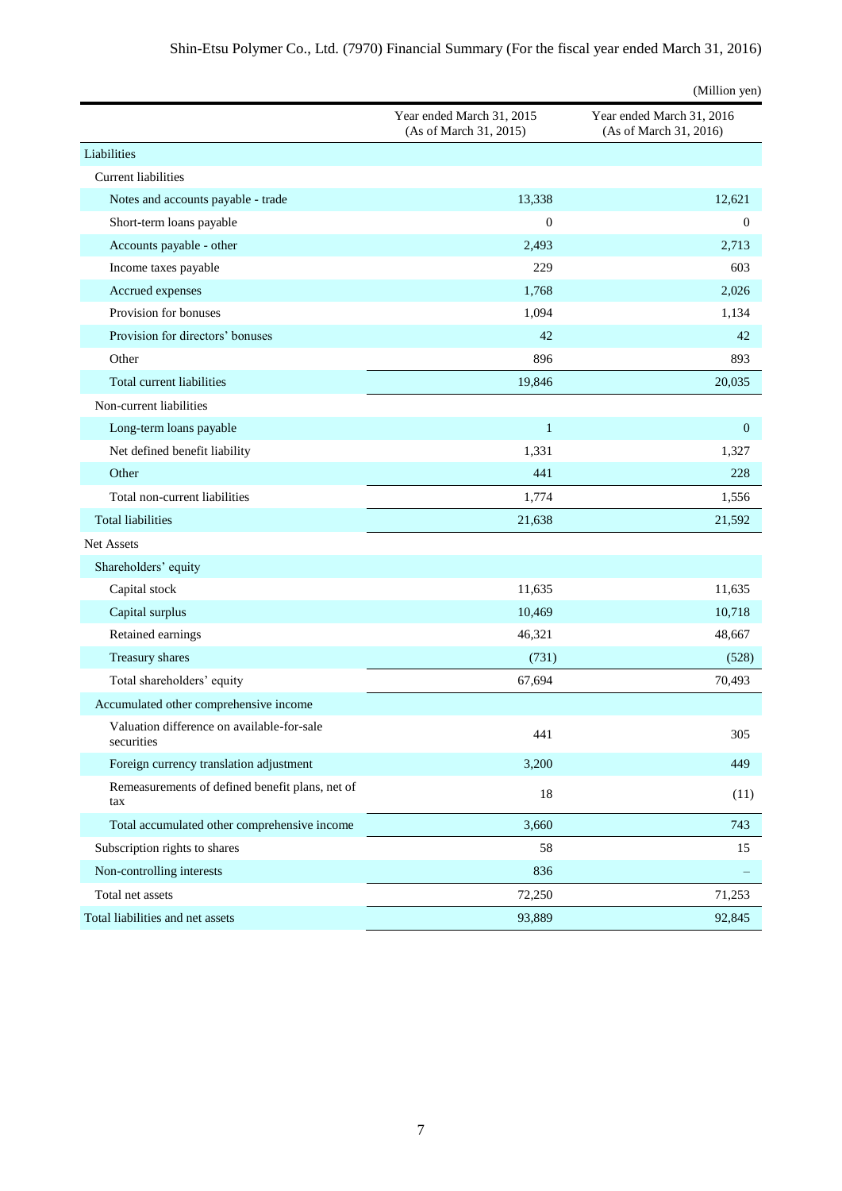(Million yen)

| | Year ended March 31, 2015 (As of March 31, 2015) | Year ended March 31, 2016 (As of March 31, 2016) |
|---|---|---|
| Liabilities | | |
| Current liabilities | | |
| Notes and accounts payable - trade | 13,338 | 12,621 |
| Short-term loans payable | 0 | 0 |
| Accounts payable - other | 2,493 | 2,713 |
| Income taxes payable | 229 | 603 |
| Accrued expenses | 1,768 | 2,026 |
| Provision for bonuses | 1,094 | 1,134 |
| Provision for directors' bonuses | 42 | 42 |
| Other | 896 | 893 |
| Total current liabilities | 19,846 | 20,035 |
| Non-current liabilities | | |
| Long-term loans payable | 1 | 0 |
| Net defined benefit liability | 1,331 | 1,327 |
| Other | 441 | 228 |
| Total non-current liabilities | 1,774 | 1,556 |
| Total liabilities | 21,638 | 21,592 |
| Net Assets | | |
| Shareholders' equity | | |
| Capital stock | 11,635 | 11,635 |
| Capital surplus | 10,469 | 10,718 |
| Retained earnings | 46,321 | 48,667 |
| Treasury shares | (731) | (528) |
| Total shareholders' equity | 67,694 | 70,493 |
| Accumulated other comprehensive income | | |
| Valuation difference on available-for-sale securities | 441 | 305 |
| Foreign currency translation adjustment | 3,200 | 449 |
| Remeasurements of defined benefit plans, net of tax | 18 | (11) |
| Total accumulated other comprehensive income | 3,660 | 743 |
| Subscription rights to shares | 58 | 15 |
| Non-controlling interests | 836 | – |
| Total net assets | 72,250 | 71,253 |
| Total liabilities and net assets | 93,889 | 92,845 |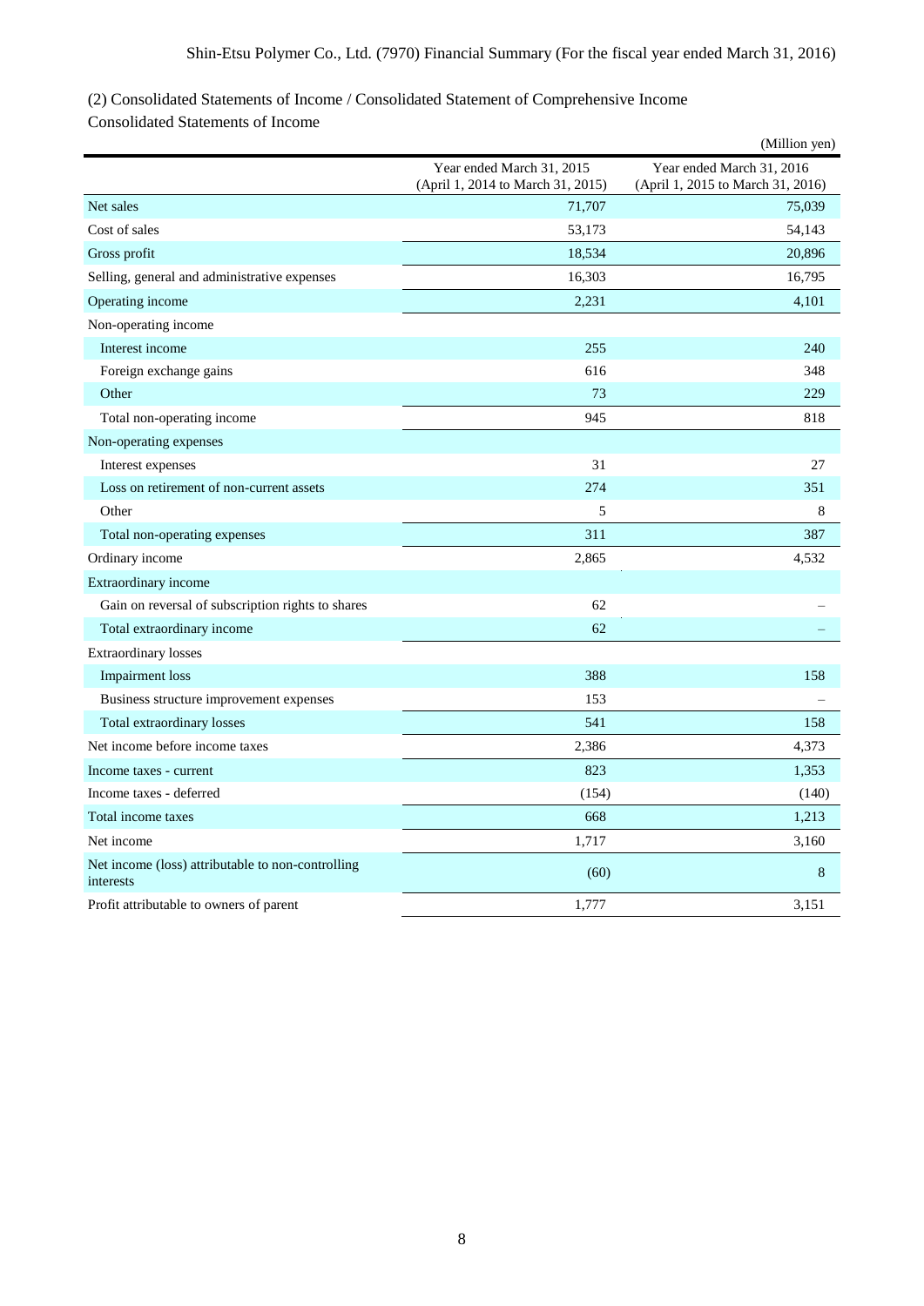## (2) Consolidated Statements of Income / Consolidated Statement of Comprehensive Income

### Consolidated Statements of Income

(Million yen)

| | Year ended March 31, 2015 (April 1, 2014 to March 31, 2015) | Year ended March 31, 2016 (April 1, 2015 to March 31, 2016) |
|---|---|---|
| Net sales | 71,707 | 75,039 |
| Cost of sales | 53,173 | 54,143 |
| Gross profit | 18,534 | 20,896 |
| Selling, general and administrative expenses | 16,303 | 16,795 |
| Operating income | 2,231 | 4,101 |
| Non-operating income | | |
| Interest income | 255 | 240 |
| Foreign exchange gains | 616 | 348 |
| Other | 73 | 229 |
| Total non-operating income | 945 | 818 |
| Non-operating expenses | | |
| Interest expenses | 31 | 27 |
| Loss on retirement of non-current assets | 274 | 351 |
| Other | 5 | 8 |
| Total non-operating expenses | 311 | 387 |
| Ordinary income | 2,865 | 4,532 |
| Extraordinary income | | |
| Gain on reversal of subscription rights to shares | 62 | – |
| Total extraordinary income | 62 | – |
| Extraordinary losses | | |
| Impairment loss | 388 | 158 |
| Business structure improvement expenses | 153 | – |
| Total extraordinary losses | 541 | 158 |
| Net income before income taxes | 2,386 | 4,373 |
| Income taxes - current | 823 | 1,353 |
| Income taxes - deferred | (154) | (140) |
| Total income taxes | 668 | 1,213 |
| Net income | 1,717 | 3,160 |
| Net income (loss) attributable to non-controlling interests | (60) | 8 |
| Profit attributable to owners of parent | 1,777 | 3,151 |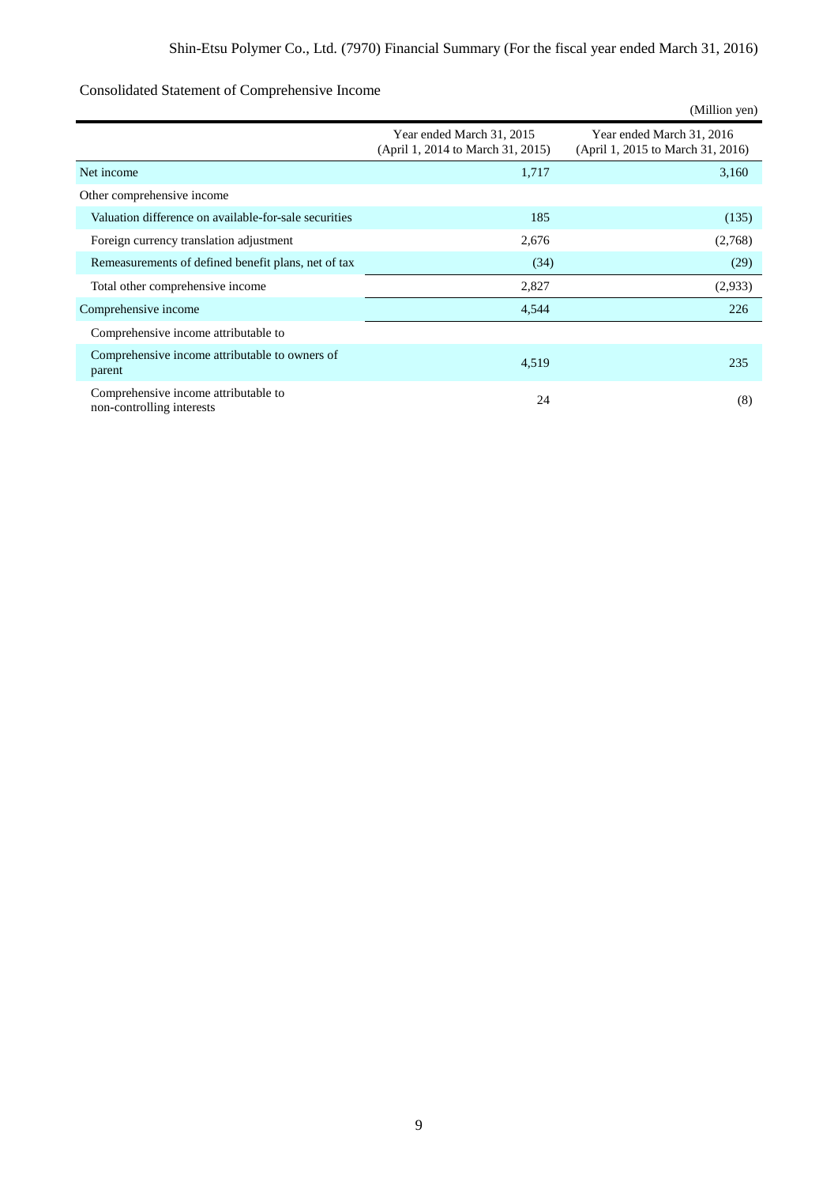## Consolidated Statement of Comprehensive Income

(Million yen)

| | Year ended March 31, 2015 (April 1, 2014 to March 31, 2015) | Year ended March 31, 2016 (April 1, 2015 to March 31, 2016) |
|---|---|---|
| Net income | 1,717 | 3,160 |
| Other comprehensive income | | |
| Valuation difference on available-for-sale securities | 185 | (135) |
| Foreign currency translation adjustment | 2,676 | (2,768) |
| Remeasurements of defined benefit plans, net of tax | (34) | (29) |
| Total other comprehensive income | 2,827 | (2,933) |
| Comprehensive income | 4,544 | 226 |
| Comprehensive income attributable to | | |
| Comprehensive income attributable to owners of parent | 4,519 | 235 |
| Comprehensive income attributable to non-controlling interests | 24 | (8) |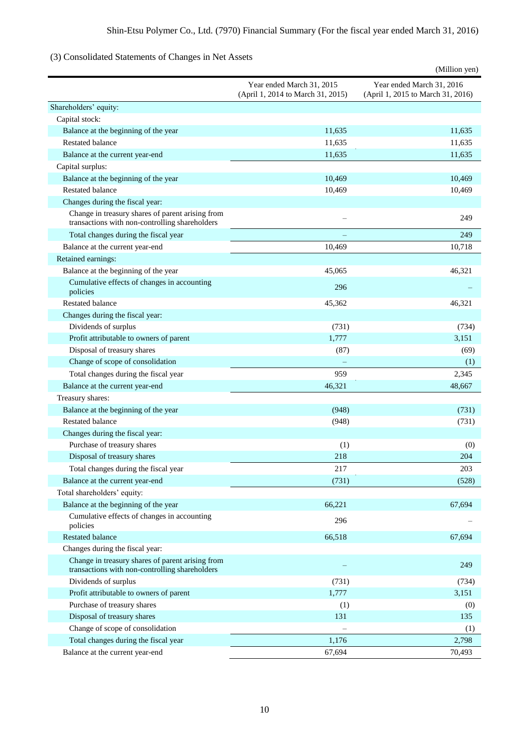### (3) Consolidated Statements of Changes in Net Assets

(Million yen)

| | Year ended March 31, 2015 (April 1, 2014 to March 31, 2015) | Year ended March 31, 2016 (April 1, 2015 to March 31, 2016) |
|---|---|---|
| Shareholders' equity: | | |
| Capital stock: | | |
| Balance at the beginning of the year | 11,635 | 11,635 |
| Restated balance | 11,635 | 11,635 |
| Balance at the current year-end | 11,635 | 11,635 |
| Capital surplus: | | |
| Balance at the beginning of the year | 10,469 | 10,469 |
| Restated balance | 10,469 | 10,469 |
| Changes during the fiscal year: | | |
| Change in treasury shares of parent arising from transactions with non-controlling shareholders | – | 249 |
| Total changes during the fiscal year | – | 249 |
| Balance at the current year-end | 10,469 | 10,718 |
| Retained earnings: | | |
| Balance at the beginning of the year | 45,065 | 46,321 |
| Cumulative effects of changes in accounting policies | 296 | – |
| Restated balance | 45,362 | 46,321 |
| Changes during the fiscal year: | | |
| Dividends of surplus | (731) | (734) |
| Profit attributable to owners of parent | 1,777 | 3,151 |
| Disposal of treasury shares | (87) | (69) |
| Change of scope of consolidation | – | (1) |
| Total changes during the fiscal year | 959 | 2,345 |
| Balance at the current year-end | 46,321 | 48,667 |
| Treasury shares: | | |
| Balance at the beginning of the year | (948) | (731) |
| Restated balance | (948) | (731) |
| Changes during the fiscal year: | | |
| Purchase of treasury shares | (1) | (0) |
| Disposal of treasury shares | 218 | 204 |
| Total changes during the fiscal year | 217 | 203 |
| Balance at the current year-end | (731) | (528) |
| Total shareholders' equity: | | |
| Balance at the beginning of the year | 66,221 | 67,694 |
| Cumulative effects of changes in accounting policies | 296 | – |
| Restated balance | 66,518 | 67,694 |
| Changes during the fiscal year: | | |
| Change in treasury shares of parent arising from transactions with non-controlling shareholders | – | 249 |
| Dividends of surplus | (731) | (734) |
| Profit attributable to owners of parent | 1,777 | 3,151 |
| Purchase of treasury shares | (1) | (0) |
| Disposal of treasury shares | 131 | 135 |
| Change of scope of consolidation | – | (1) |
| Total changes during the fiscal year | 1,176 | 2,798 |
| Balance at the current year-end | 67,694 | 70,493 |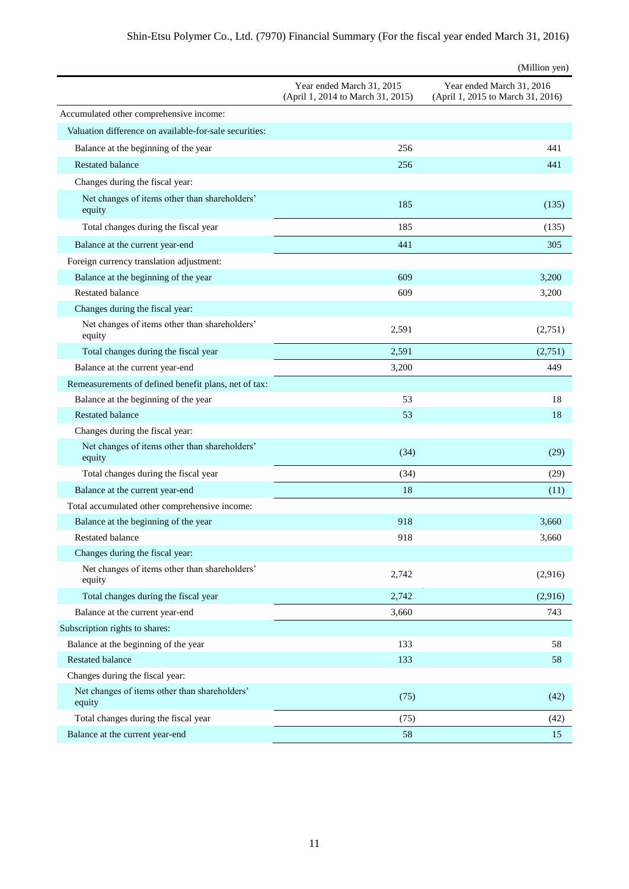(Million yen)

| | Year ended March 31, 2015 (April 1, 2014 to March 31, 2015) | Year ended March 31, 2016 (April 1, 2015 to March 31, 2016) |
|---|---|---|
| Accumulated other comprehensive income: | | |
| Valuation difference on available-for-sale securities: | | |
| Balance at the beginning of the year | 256 | 441 |
| Restated balance | 256 | 441 |
| Changes during the fiscal year: | | |
| Net changes of items other than shareholders' equity | 185 | (135) |
| Total changes during the fiscal year | 185 | (135) |
| Balance at the current year-end | 441 | 305 |
| Foreign currency translation adjustment: | | |
| Balance at the beginning of the year | 609 | 3,200 |
| Restated balance | 609 | 3,200 |
| Changes during the fiscal year: | | |
| Net changes of items other than shareholders' equity | 2,591 | (2,751) |
| Total changes during the fiscal year | 2,591 | (2,751) |
| Balance at the current year-end | 3,200 | 449 |
| Remeasurements of defined benefit plans, net of tax: | | |
| Balance at the beginning of the year | 53 | 18 |
| Restated balance | 53 | 18 |
| Changes during the fiscal year: | | |
| Net changes of items other than shareholders' equity | (34) | (29) |
| Total changes during the fiscal year | (34) | (29) |
| Balance at the current year-end | 18 | (11) |
| Total accumulated other comprehensive income: | | |
| Balance at the beginning of the year | 918 | 3,660 |
| Restated balance | 918 | 3,660 |
| Changes during the fiscal year: | | |
| Net changes of items other than shareholders' equity | 2,742 | (2,916) |
| Total changes during the fiscal year | 2,742 | (2,916) |
| Balance at the current year-end | 3,660 | 743 |
| Subscription rights to shares: | | |
| Balance at the beginning of the year | 133 | 58 |
| Restated balance | 133 | 58 |
| Changes during the fiscal year: | | |
| Net changes of items other than shareholders' equity | (75) | (42) |
| Total changes during the fiscal year | (75) | (42) |
| Balance at the current year-end | 58 | 15 |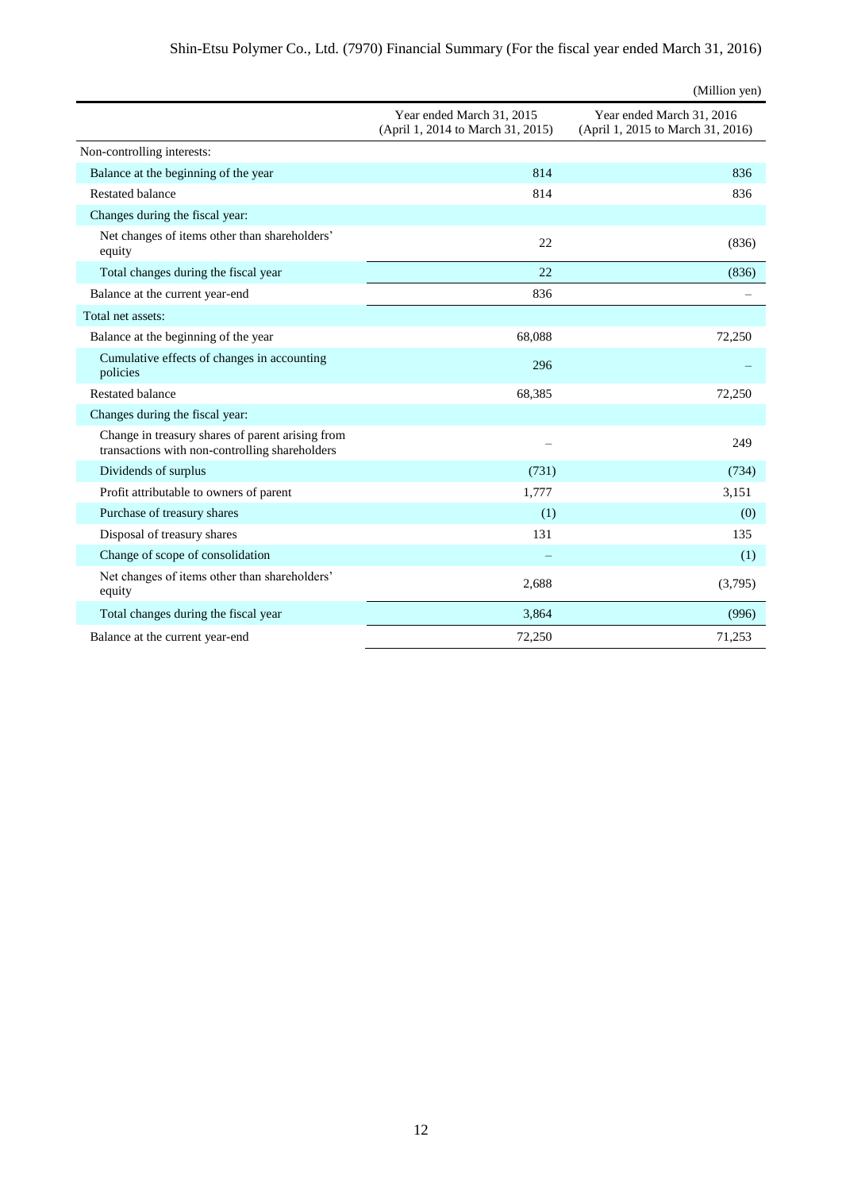(Million yen)

| | Year ended March 31, 2015 (April 1, 2014 to March 31, 2015) | Year ended March 31, 2016 (April 1, 2015 to March 31, 2016) |
|---|---|---|
| Non-controlling interests: | | |
| Balance at the beginning of the year | 814 | 836 |
| Restated balance | 814 | 836 |
| Changes during the fiscal year: | | |
| Net changes of items other than shareholders' equity | 22 | (836) |
| Total changes during the fiscal year | 22 | (836) |
| Balance at the current year-end | 836 | – |
| Total net assets: | | |
| Balance at the beginning of the year | 68,088 | 72,250 |
| Cumulative effects of changes in accounting policies | 296 | – |
| Restated balance | 68,385 | 72,250 |
| Changes during the fiscal year: | | |
| Change in treasury shares of parent arising from transactions with non-controlling shareholders | – | 249 |
| Dividends of surplus | (731) | (734) |
| Profit attributable to owners of parent | 1,777 | 3,151 |
| Purchase of treasury shares | (1) | (0) |
| Disposal of treasury shares | 131 | 135 |
| Change of scope of consolidation | – | (1) |
| Net changes of items other than shareholders' equity | 2,688 | (3,795) |
| Total changes during the fiscal year | 3,864 | (996) |
| Balance at the current year-end | 72,250 | 71,253 |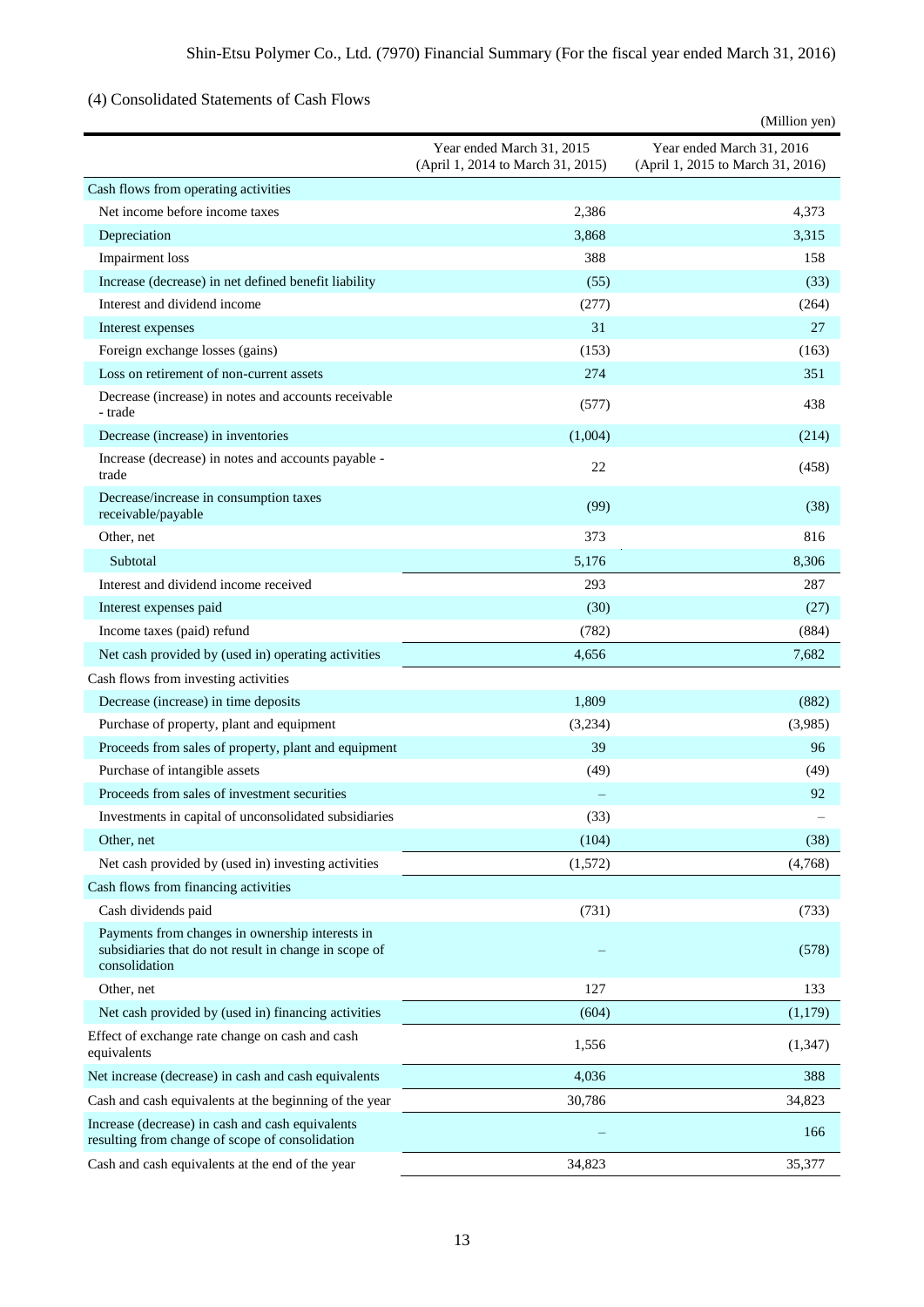### (4) Consolidated Statements of Cash Flows

(Million yen)

| | Year ended March 31, 2015 (April 1, 2014 to March 31, 2015) | Year ended March 31, 2016 (April 1, 2015 to March 31, 2016) |
|---|---|---|
| Cash flows from operating activities | | |
| Net income before income taxes | 2,386 | 4,373 |
| Depreciation | 3,868 | 3,315 |
| Impairment loss | 388 | 158 |
| Increase (decrease) in net defined benefit liability | (55) | (33) |
| Interest and dividend income | (277) | (264) |
| Interest expenses | 31 | 27 |
| Foreign exchange losses (gains) | (153) | (163) |
| Loss on retirement of non-current assets | 274 | 351 |
| Decrease (increase) in notes and accounts receivable - trade | (577) | 438 |
| Decrease (increase) in inventories | (1,004) | (214) |
| Increase (decrease) in notes and accounts payable - trade | 22 | (458) |
| Decrease/increase in consumption taxes receivable/payable | (99) | (38) |
| Other, net | 373 | 816 |
| Subtotal | 5,176 | 8,306 |
| Interest and dividend income received | 293 | 287 |
| Interest expenses paid | (30) | (27) |
| Income taxes (paid) refund | (782) | (884) |
| Net cash provided by (used in) operating activities | 4,656 | 7,682 |
| Cash flows from investing activities | | |
| Decrease (increase) in time deposits | 1,809 | (882) |
| Purchase of property, plant and equipment | (3,234) | (3,985) |
| Proceeds from sales of property, plant and equipment | 39 | 96 |
| Purchase of intangible assets | (49) | (49) |
| Proceeds from sales of investment securities | – | 92 |
| Investments in capital of unconsolidated subsidiaries | (33) | – |
| Other, net | (104) | (38) |
| Net cash provided by (used in) investing activities | (1,572) | (4,768) |
| Cash flows from financing activities | | |
| Cash dividends paid | (731) | (733) |
| Payments from changes in ownership interests in subsidiaries that do not result in change in scope of consolidation | – | (578) |
| Other, net | 127 | 133 |
| Net cash provided by (used in) financing activities | (604) | (1,179) |
| Effect of exchange rate change on cash and cash equivalents | 1,556 | (1,347) |
| Net increase (decrease) in cash and cash equivalents | 4,036 | 388 |
| Cash and cash equivalents at the beginning of the year | 30,786 | 34,823 |
| Increase (decrease) in cash and cash equivalents resulting from change of scope of consolidation | – | 166 |
| Cash and cash equivalents at the end of the year | 34,823 | 35,377 |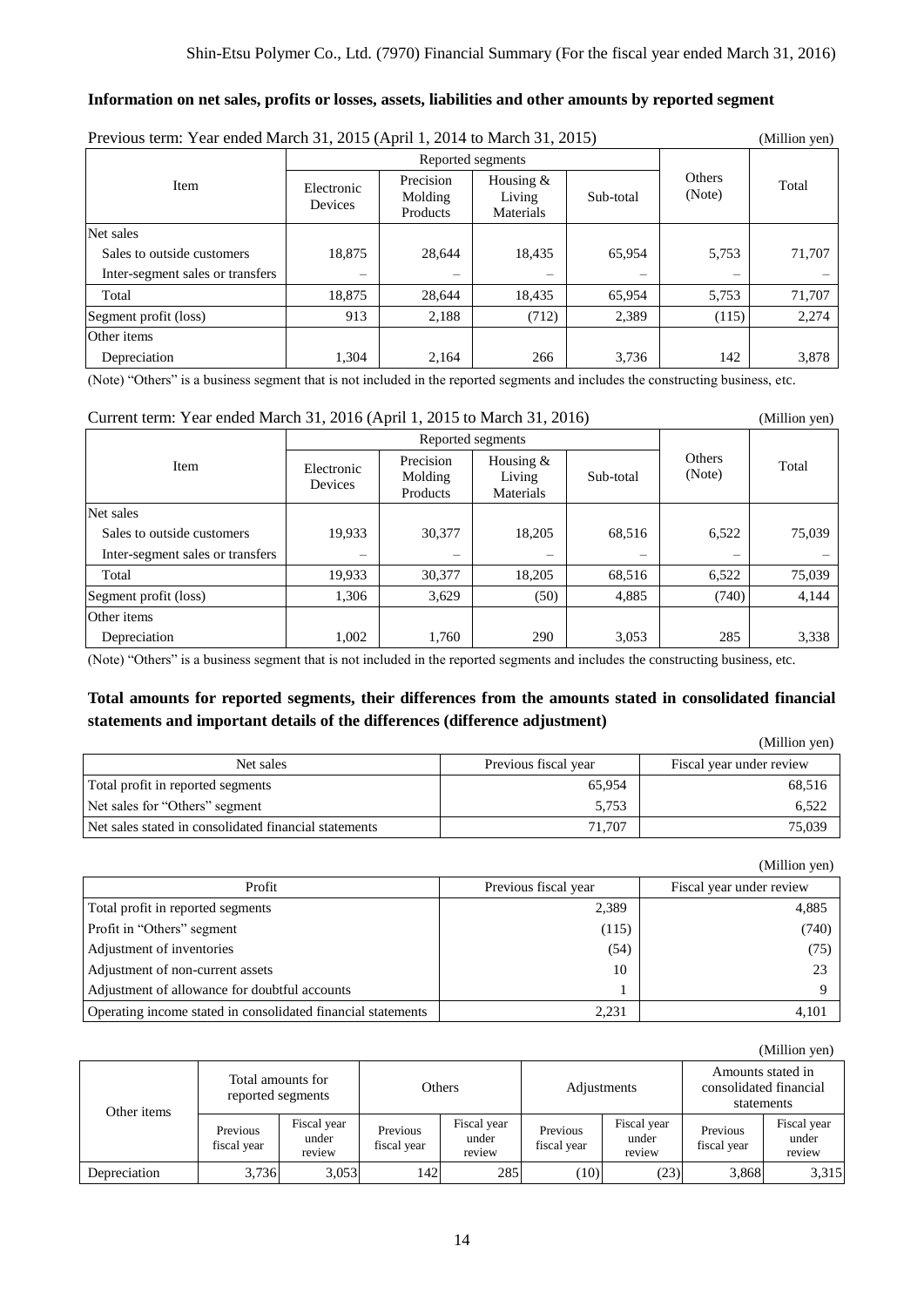### Information on net sales, profits or losses, assets, liabilities and other amounts by reported segment

Previous term: Year ended March 31, 2015 (April 1, 2014 to March 31, 2015) (Million yen)

| Item | Reported segments | | | | Others (Note) | Total |
|---|---|---|---|---|---|---|
| | Electronic Devices | Precision Molding Products | Housing & Living Materials | Sub-total | | |
| Net sales | | | | | | |
| Sales to outside customers | 18,875 | 28,644 | 18,435 | 65,954 | 5,753 | 71,707 |
| Inter-segment sales or transfers | – | – | – | – | – | – |
| Total | 18,875 | 28,644 | 18,435 | 65,954 | 5,753 | 71,707 |
| Segment profit (loss) | 913 | 2,188 | (712) | 2,389 | (115) | 2,274 |
| Other items | | | | | | |
| Depreciation | 1,304 | 2,164 | 266 | 3,736 | 142 | 3,878 |

(Note) "Others" is a business segment that is not included in the reported segments and includes the constructing business, etc.

Current term: Year ended March 31, 2016 (April 1, 2015 to March 31, 2016) (Million yen)

| Item | Reported segments | | | | Others (Note) | Total |
|---|---|---|---|---|---|---|
| | Electronic Devices | Precision Molding Products | Housing & Living Materials | Sub-total | | |
| Net sales | | | | | | |
| Sales to outside customers | 19,933 | 30,377 | 18,205 | 68,516 | 6,522 | 75,039 |
| Inter-segment sales or transfers | – | – | – | – | – | – |
| Total | 19,933 | 30,377 | 18,205 | 68,516 | 6,522 | 75,039 |
| Segment profit (loss) | 1,306 | 3,629 | (50) | 4,885 | (740) | 4,144 |
| Other items | | | | | | |
| Depreciation | 1,002 | 1,760 | 290 | 3,053 | 285 | 3,338 |

(Note) "Others" is a business segment that is not included in the reported segments and includes the constructing business, etc.

### Total amounts for reported segments, their differences from the amounts stated in consolidated financial statements and important details of the differences (difference adjustment)

(Million yen)

| Net sales | Previous fiscal year | Fiscal year under review |
|---|---|---|
| Total profit in reported segments | 65,954 | 68,516 |
| Net sales for "Others" segment | 5,753 | 6,522 |
| Net sales stated in consolidated financial statements | 71,707 | 75,039 |

(Million yen)

| Profit | Previous fiscal year | Fiscal year under review |
|---|---|---|
| Total profit in reported segments | 2,389 | 4,885 |
| Profit in "Others" segment | (115) | (740) |
| Adjustment of inventories | (54) | (75) |
| Adjustment of non-current assets | 10 | 23 |
| Adjustment of allowance for doubtful accounts | 1 | 9 |
| Operating income stated in consolidated financial statements | 2,231 | 4,101 |

(Million yen)

| Other items | Total amounts for reported segments | | Others | | Adjustments | | Amounts stated in consolidated financial statements | |
|---|---|---|---|---|---|---|---|---|
| | Previous fiscal year | Fiscal year under review | Previous fiscal year | Fiscal year under review | Previous fiscal year | Fiscal year under review | Previous fiscal year | Fiscal year under review |
| Depreciation | 3,736 | 3,053 | 142 | 285 | (10) | (23) | 3,868 | 3,315 |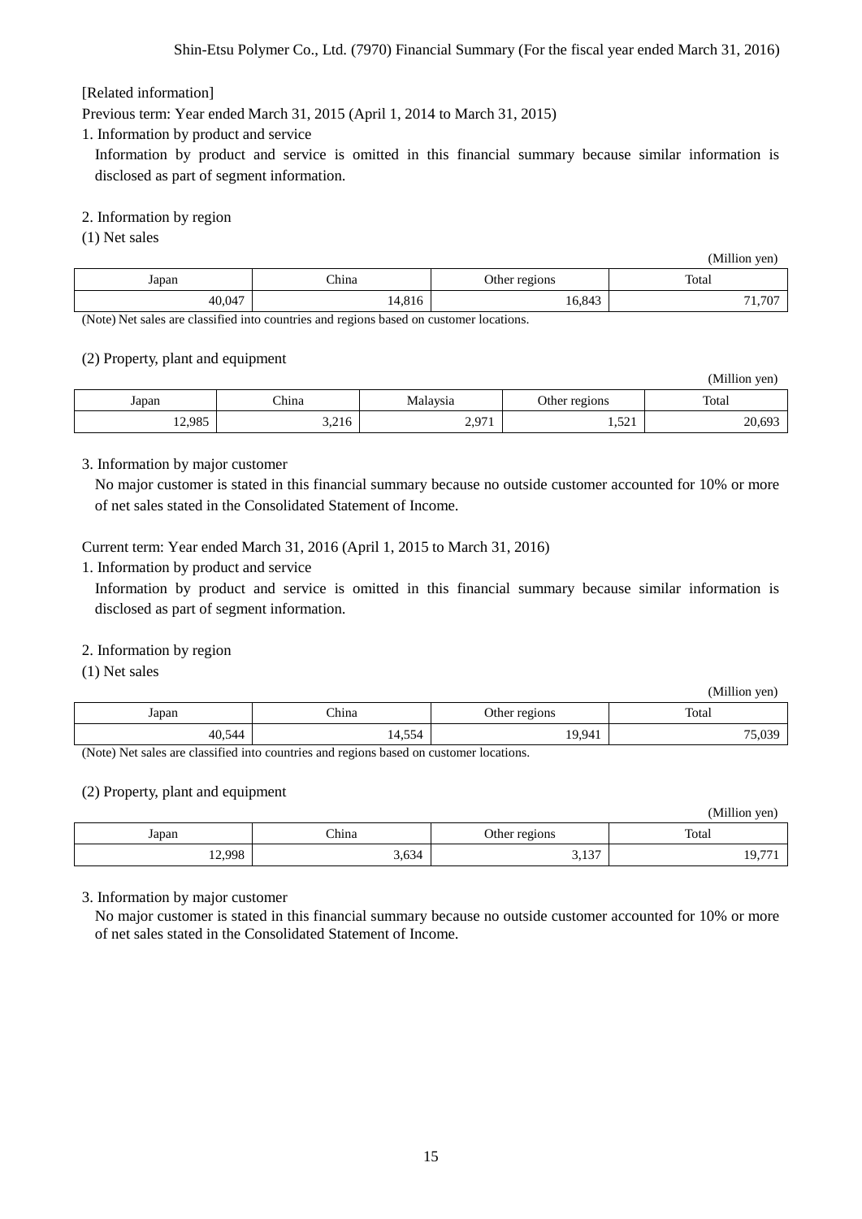[Related information]

Previous term: Year ended March 31, 2015 (April 1, 2014 to March 31, 2015)

1. Information by product and service

Information by product and service is omitted in this financial summary because similar information is disclosed as part of segment information.

2. Information by region

(1) Net sales

(Million yen)

| Japan | China | Other regions | Total |
|---|---|---|---|
| 40,047 | 14,816 | 16,843 | 71,707 |

(Note) Net sales are classified into countries and regions based on customer locations.

(2) Property, plant and equipment

(Million yen)

| Japan | China | Malaysia | Other regions | Total |
|---|---|---|---|---|
| 12,985 | 3,216 | 2,971 | 1,521 | 20,693 |

3. Information by major customer

No major customer is stated in this financial summary because no outside customer accounted for 10% or more of net sales stated in the Consolidated Statement of Income.

Current term: Year ended March 31, 2016 (April 1, 2015 to March 31, 2016)

1. Information by product and service

Information by product and service is omitted in this financial summary because similar information is disclosed as part of segment information.

2. Information by region

(1) Net sales

(Million yen)

| Japan | China | Other regions | Total |
|---|---|---|---|
| 40,544 | 14,554 | 19,941 | 75,039 |

(Note) Net sales are classified into countries and regions based on customer locations.

(2) Property, plant and equipment

(Million yen)

| Japan | China | Other regions | Total |
|---|---|---|---|
| 12,998 | 3,634 | 3,137 | 19,771 |

3. Information by major customer

No major customer is stated in this financial summary because no outside customer accounted for 10% or more of net sales stated in the Consolidated Statement of Income.